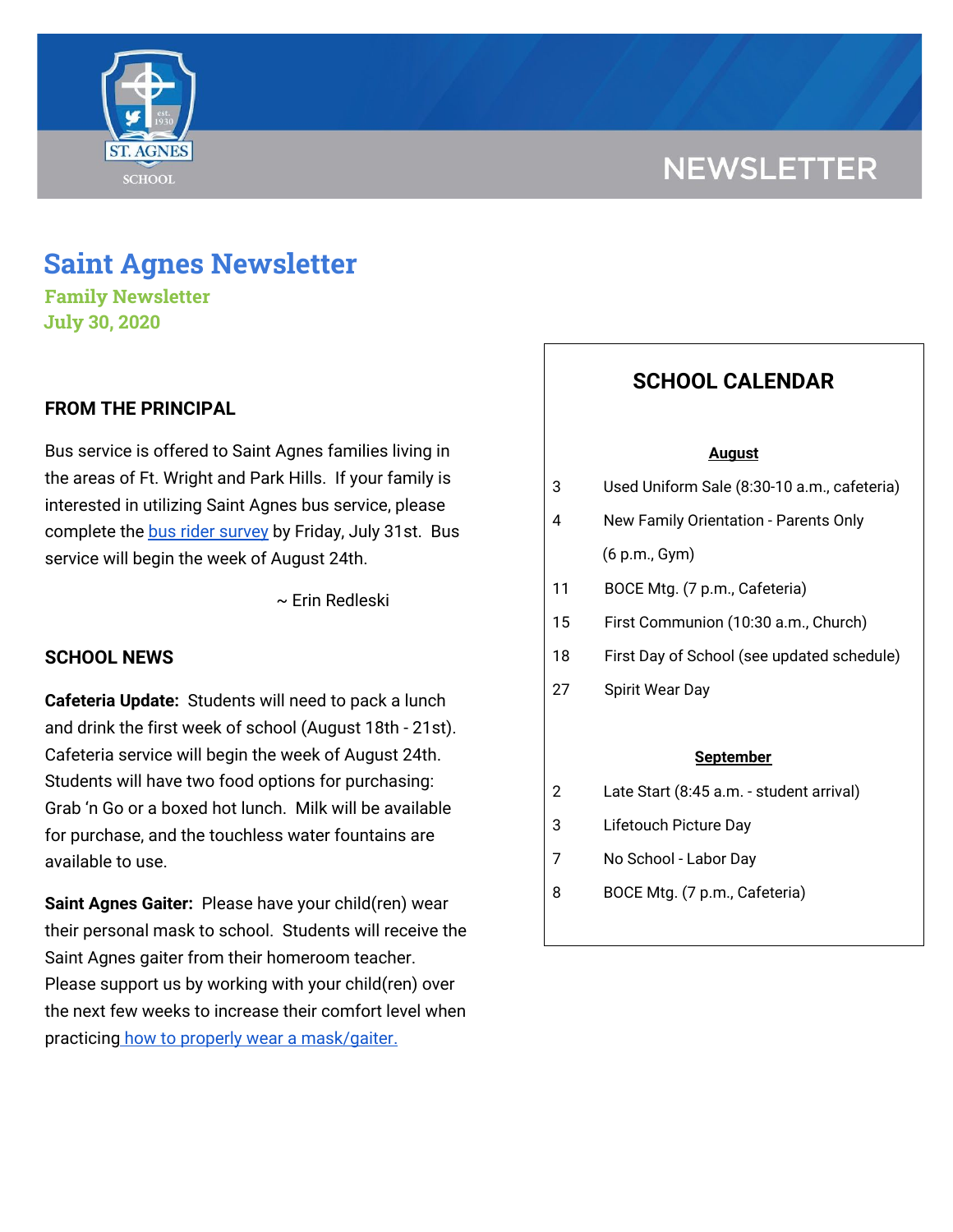# Saint Agnes Newsletter

**Family Newsletter**
**July 30, 2020**

## FROM THE PRINCIPAL

Bus service is offered to Saint Agnes families living in the areas of Ft. Wright and Park Hills. If your family is interested in utilizing Saint Agnes bus service, please complete the [bus rider survey]() by Friday, July 31st. Bus service will begin the week of August 24th.

~ Erin Redleski

## SCHOOL NEWS

**Cafeteria Update:** Students will need to pack a lunch and drink the first week of school (August 18th - 21st). Cafeteria service will begin the week of August 24th. Students will have two food options for purchasing: Grab 'n Go or a boxed hot lunch. Milk will be available for purchase, and the touchless water fountains are available to use.

**Saint Agnes Gaiter:** Please have your child(ren) wear their personal mask to school. Students will receive the Saint Agnes gaiter from their homeroom teacher. Please support us by working with your child(ren) over the next few weeks to increase their comfort level when practicing [how to properly wear a mask/gaiter.]()

## SCHOOL CALENDAR

**August**

| | |
|---|---|
| 3 | Used Uniform Sale (8:30-10 a.m., cafeteria) |
| 4 | New Family Orientation - Parents Only (6 p.m., Gym) |
| 11 | BOCE Mtg. (7 p.m., Cafeteria) |
| 15 | First Communion (10:30 a.m., Church) |
| 18 | First Day of School (see updated schedule) |
| 27 | Spirit Wear Day |

**September**

| | |
|---|---|
| 2 | Late Start (8:45 a.m. - student arrival) |
| 3 | Lifetouch Picture Day |
| 7 | No School - Labor Day |
| 8 | BOCE Mtg. (7 p.m., Cafeteria) |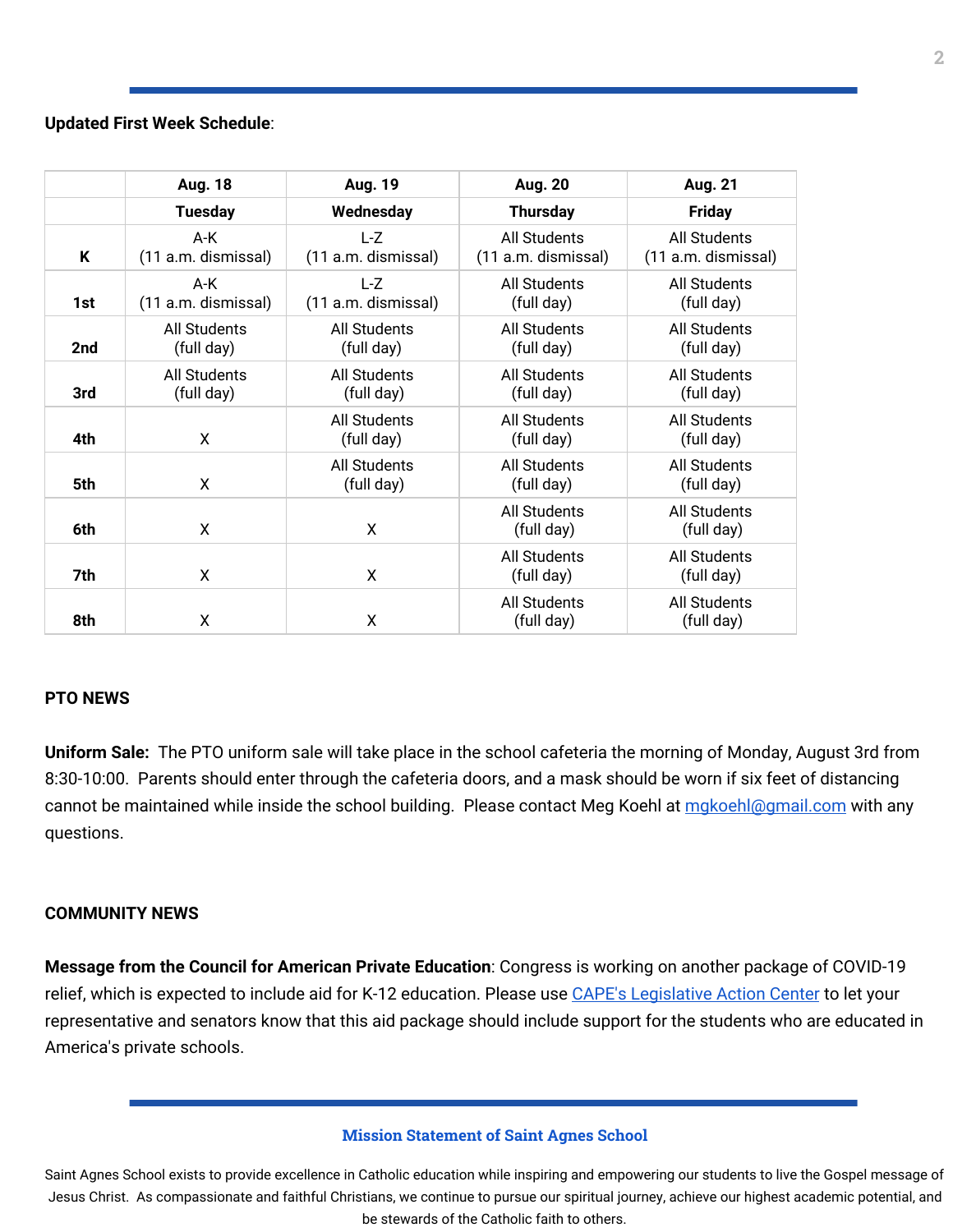**Updated First Week Schedule**:

| | Aug. 18 | Aug. 19 | Aug. 20 | Aug. 21 |
|---|---|---|---|---|
| | **Tuesday** | **Wednesday** | **Thursday** | **Friday** |
| **K** | A-K (11 a.m. dismissal) | L-Z (11 a.m. dismissal) | All Students (11 a.m. dismissal) | All Students (11 a.m. dismissal) |
| **1st** | A-K (11 a.m. dismissal) | L-Z (11 a.m. dismissal) | All Students (full day) | All Students (full day) |
| **2nd** | All Students (full day) | All Students (full day) | All Students (full day) | All Students (full day) |
| **3rd** | All Students (full day) | All Students (full day) | All Students (full day) | All Students (full day) |
| **4th** | X | All Students (full day) | All Students (full day) | All Students (full day) |
| **5th** | X | All Students (full day) | All Students (full day) | All Students (full day) |
| **6th** | X | X | All Students (full day) | All Students (full day) |
| **7th** | X | X | All Students (full day) | All Students (full day) |
| **8th** | X | X | All Students (full day) | All Students (full day) |

**PTO NEWS**

**Uniform Sale:** The PTO uniform sale will take place in the school cafeteria the morning of Monday, August 3rd from 8:30-10:00. Parents should enter through the cafeteria doors, and a mask should be worn if six feet of distancing cannot be maintained while inside the school building. Please contact Meg Koehl at mgkoehl@gmail.com with any questions.

**COMMUNITY NEWS**

**Message from the Council for American Private Education**: Congress is working on another package of COVID-19 relief, which is expected to include aid for K-12 education. Please use CAPE's Legislative Action Center to let your representative and senators know that this aid package should include support for the students who are educated in America's private schools.

**Mission Statement of Saint Agnes School**

Saint Agnes School exists to provide excellence in Catholic education while inspiring and empowering our students to live the Gospel message of Jesus Christ. As compassionate and faithful Christians, we continue to pursue our spiritual journey, achieve our highest academic potential, and be stewards of the Catholic faith to others.